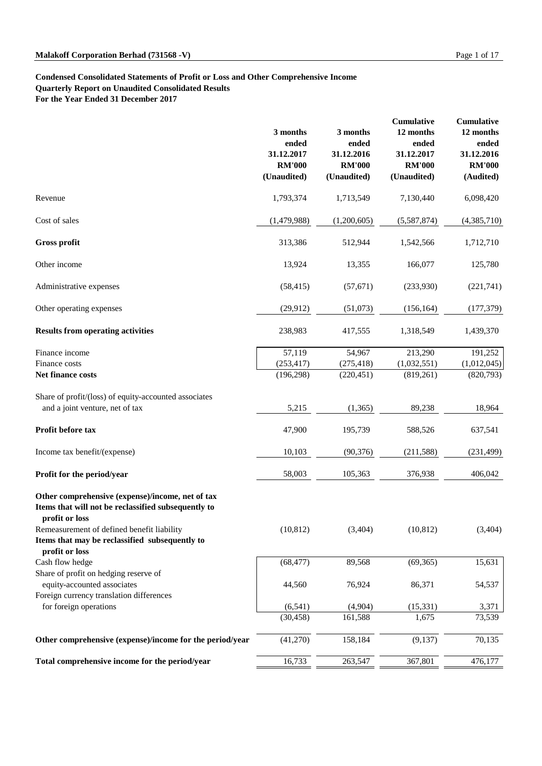**Condensed Consolidated Statements of Profit or Loss and Other Comprehensive Income**
**Quarterly Report on Unaudited Consolidated Results**
**For the Year Ended 31 December 2017**

| | 3 months ended 31.12.2017 RM'000 (Unaudited) | 3 months ended 31.12.2016 RM'000 (Unaudited) | Cumulative 12 months ended 31.12.2017 RM'000 (Unaudited) | Cumulative 12 months ended 31.12.2016 RM'000 (Audited) |
|---|---|---|---|---|
| Revenue | 1,793,374 | 1,713,549 | 7,130,440 | 6,098,420 |
| Cost of sales | (1,479,988) | (1,200,605) | (5,587,874) | (4,385,710) |
| **Gross profit** | 313,386 | 512,944 | 1,542,566 | 1,712,710 |
| Other income | 13,924 | 13,355 | 166,077 | 125,780 |
| Administrative expenses | (58,415) | (57,671) | (233,930) | (221,741) |
| Other operating expenses | (29,912) | (51,073) | (156,164) | (177,379) |
| **Results from operating activities** | 238,983 | 417,555 | 1,318,549 | 1,439,370 |
| Finance income | 57,119 | 54,967 | 213,290 | 191,252 |
| Finance costs | (253,417) | (275,418) | (1,032,551) | (1,012,045) |
| **Net finance costs** | (196,298) | (220,451) | (819,261) | (820,793) |
| Share of profit/(loss) of equity-accounted associates and a joint venture, net of tax | 5,215 | (1,365) | 89,238 | 18,964 |
| **Profit before tax** | 47,900 | 195,739 | 588,526 | 637,541 |
| Income tax benefit/(expense) | 10,103 | (90,376) | (211,588) | (231,499) |
| **Profit for the period/year** | 58,003 | 105,363 | 376,938 | 406,042 |
| **Other comprehensive (expense)/income, net of tax** | | | | |
| **Items that will not be reclassified subsequently to profit or loss** | | | | |
| Remeasurement of defined benefit liability | (10,812) | (3,404) | (10,812) | (3,404) |
| **Items that may be reclassified subsequently to profit or loss** | | | | |
| Cash flow hedge | (68,477) | 89,568 | (69,365) | 15,631 |
| Share of profit on hedging reserve of equity-accounted associates | 44,560 | 76,924 | 86,371 | 54,537 |
| Foreign currency translation differences for foreign operations | (6,541) | (4,904) | (15,331) | 3,371 |
| | (30,458) | 161,588 | 1,675 | 73,539 |
| **Other comprehensive (expense)/income for the period/year** | (41,270) | 158,184 | (9,137) | 70,135 |
| **Total comprehensive income for the period/year** | 16,733 | 263,547 | 367,801 | 476,177 |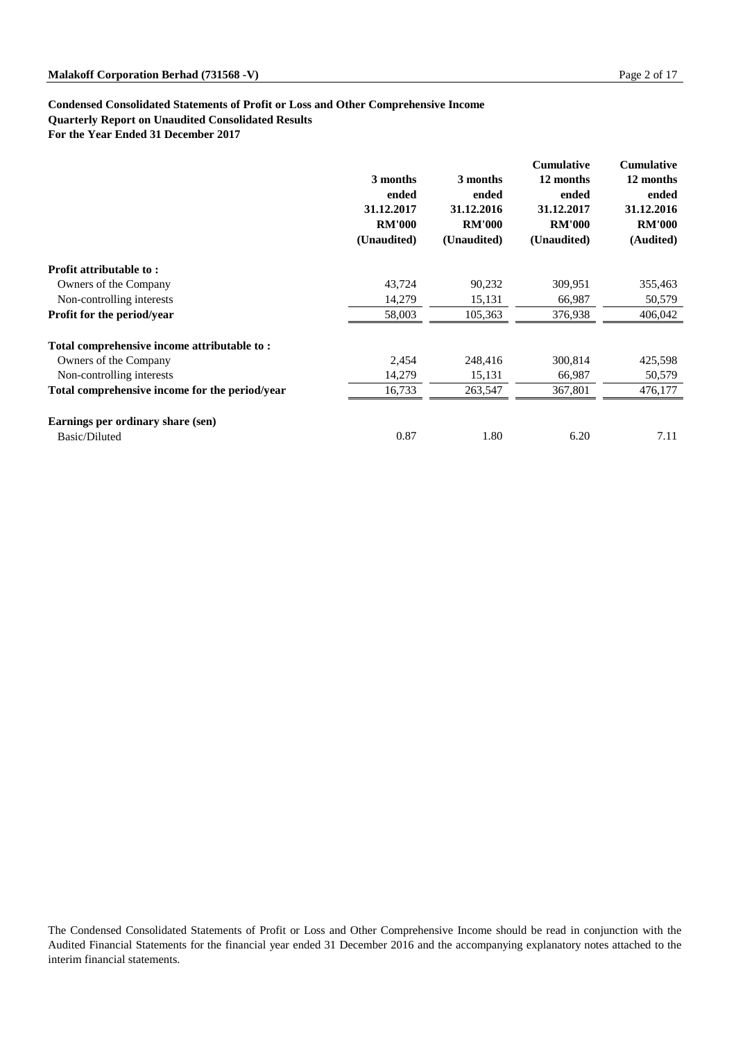**Condensed Consolidated Statements of Profit or Loss and Other Comprehensive Income**
**Quarterly Report on Unaudited Consolidated Results**
**For the Year Ended 31 December 2017**

| | 3 months ended 31.12.2017 RM'000 (Unaudited) | 3 months ended 31.12.2016 RM'000 (Unaudited) | Cumulative 12 months ended 31.12.2017 RM'000 (Unaudited) | Cumulative 12 months ended 31.12.2016 RM'000 (Audited) |
|---|---|---|---|---|
| **Profit attributable to :** | | | | |
| Owners of the Company | 43,724 | 90,232 | 309,951 | 355,463 |
| Non-controlling interests | 14,279 | 15,131 | 66,987 | 50,579 |
| **Profit for the period/year** | 58,003 | 105,363 | 376,938 | 406,042 |
| **Total comprehensive income attributable to :** | | | | |
| Owners of the Company | 2,454 | 248,416 | 300,814 | 425,598 |
| Non-controlling interests | 14,279 | 15,131 | 66,987 | 50,579 |
| **Total comprehensive income for the period/year** | 16,733 | 263,547 | 367,801 | 476,177 |
| **Earnings per ordinary share (sen)** | | | | |
| Basic/Diluted | 0.87 | 1.80 | 6.20 | 7.11 |

The Condensed Consolidated Statements of Profit or Loss and Other Comprehensive Income should be read in conjunction with the Audited Financial Statements for the financial year ended 31 December 2016 and the accompanying explanatory notes attached to the interim financial statements.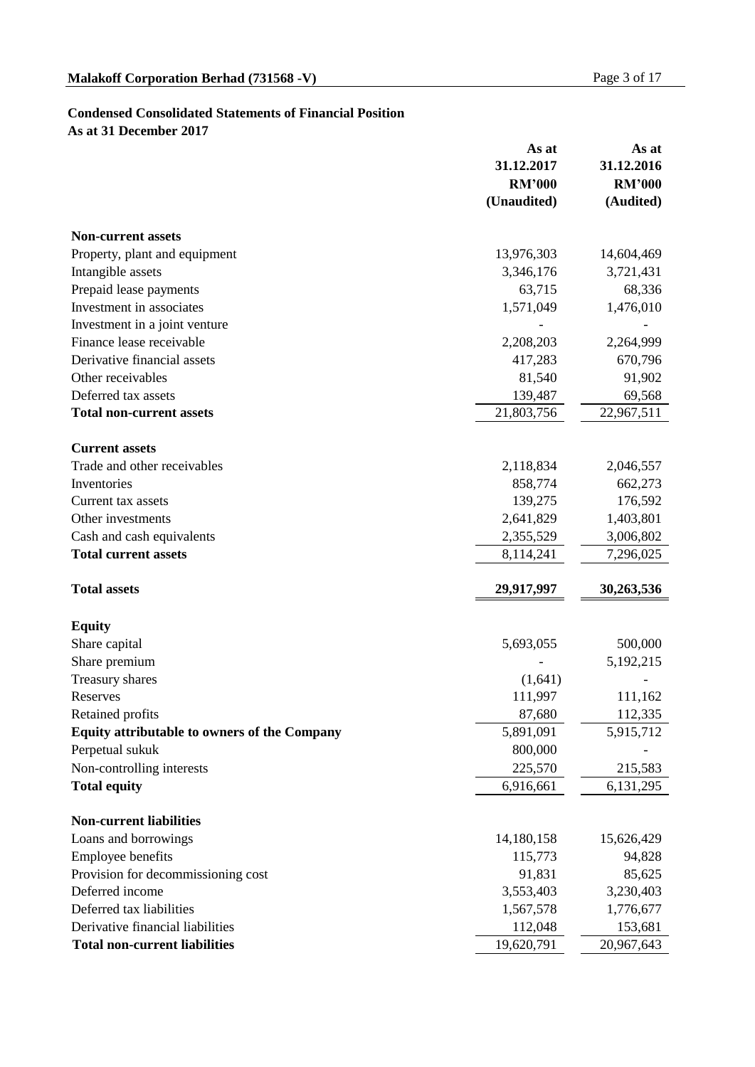## Condensed Consolidated Statements of Financial Position
### As at 31 December 2017

| | As at 31.12.2017 RM'000 (Unaudited) | As at 31.12.2016 RM'000 (Audited) |
|---|---|---|
| **Non-current assets** | | |
| Property, plant and equipment | 13,976,303 | 14,604,469 |
| Intangible assets | 3,346,176 | 3,721,431 |
| Prepaid lease payments | 63,715 | 68,336 |
| Investment in associates | 1,571,049 | 1,476,010 |
| Investment in a joint venture | - | - |
| Finance lease receivable | 2,208,203 | 2,264,999 |
| Derivative financial assets | 417,283 | 670,796 |
| Other receivables | 81,540 | 91,902 |
| Deferred tax assets | 139,487 | 69,568 |
| **Total non-current assets** | 21,803,756 | 22,967,511 |
| **Current assets** | | |
| Trade and other receivables | 2,118,834 | 2,046,557 |
| Inventories | 858,774 | 662,273 |
| Current tax assets | 139,275 | 176,592 |
| Other investments | 2,641,829 | 1,403,801 |
| Cash and cash equivalents | 2,355,529 | 3,006,802 |
| **Total current assets** | 8,114,241 | 7,296,025 |
| **Total assets** | **29,917,997** | **30,263,536** |
| **Equity** | | |
| Share capital | 5,693,055 | 500,000 |
| Share premium | - | 5,192,215 |
| Treasury shares | (1,641) | - |
| Reserves | 111,997 | 111,162 |
| Retained profits | 87,680 | 112,335 |
| **Equity attributable to owners of the Company** | 5,891,091 | 5,915,712 |
| Perpetual sukuk | 800,000 | - |
| Non-controlling interests | 225,570 | 215,583 |
| **Total equity** | 6,916,661 | 6,131,295 |
| **Non-current liabilities** | | |
| Loans and borrowings | 14,180,158 | 15,626,429 |
| Employee benefits | 115,773 | 94,828 |
| Provision for decommissioning cost | 91,831 | 85,625 |
| Deferred income | 3,553,403 | 3,230,403 |
| Deferred tax liabilities | 1,567,578 | 1,776,677 |
| Derivative financial liabilities | 112,048 | 153,681 |
| **Total non-current liabilities** | 19,620,791 | 20,967,643 |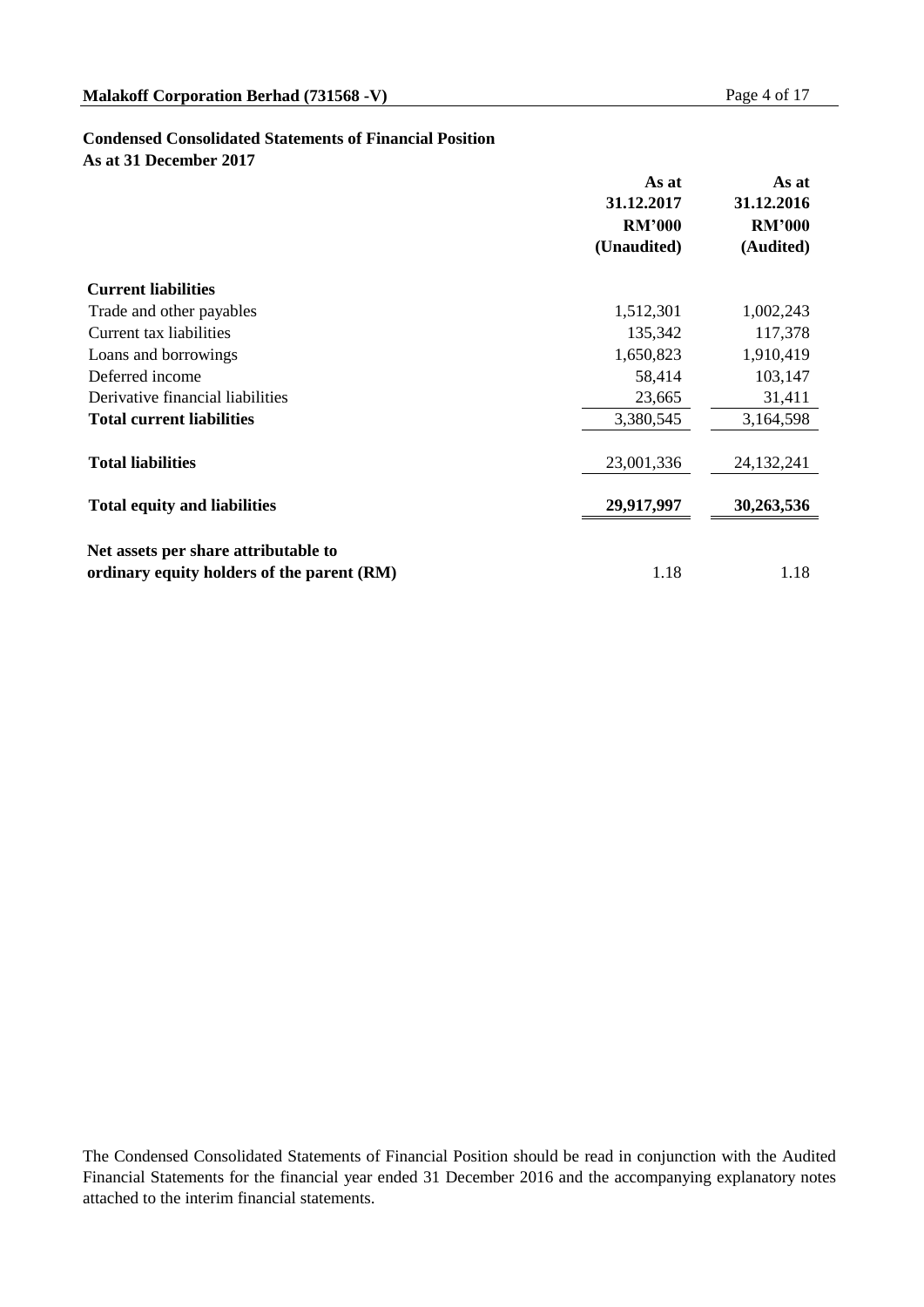## Condensed Consolidated Statements of Financial Position
### As at 31 December 2017

| | As at 31.12.2017 RM'000 (Unaudited) | As at 31.12.2016 RM'000 (Audited) |
|---|---|---|
| **Current liabilities** | | |
| Trade and other payables | 1,512,301 | 1,002,243 |
| Current tax liabilities | 135,342 | 117,378 |
| Loans and borrowings | 1,650,823 | 1,910,419 |
| Deferred income | 58,414 | 103,147 |
| Derivative financial liabilities | 23,665 | 31,411 |
| **Total current liabilities** | 3,380,545 | 3,164,598 |
| **Total liabilities** | 23,001,336 | 24,132,241 |
| **Total equity and liabilities** | **29,917,997** | **30,263,536** |
| **Net assets per share attributable to ordinary equity holders of the parent (RM)** | 1.18 | 1.18 |

The Condensed Consolidated Statements of Financial Position should be read in conjunction with the Audited Financial Statements for the financial year ended 31 December 2016 and the accompanying explanatory notes attached to the interim financial statements.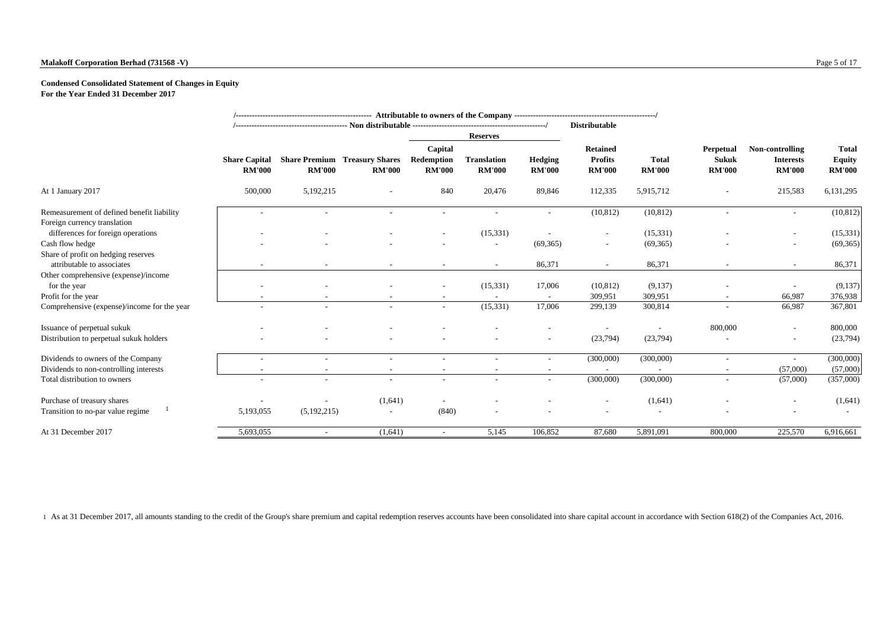**Malakoff Corporation Berhad (731568 -V)**

**Condensed Consolidated Statement of Changes in Equity**
**For the Year Ended 31 December 2017**

| | Attributable to owners of the Company | | | | | | | | | | |
|---|---|---|---|---|---|---|---|---|---|---|---|
| | Non distributable | | | | | | Distributable | | | | |
| | | | | Reserves | | | | | | | |
| | Share Capital RM'000 | Share Premium RM'000 | Treasury Shares RM'000 | Capital Redemption RM'000 | Translation RM'000 | Hedging RM'000 | Retained Profits RM'000 | Total RM'000 | Perpetual Sukuk RM'000 | Non-controlling Interests RM'000 | Total Equity RM'000 |
| At 1 January 2017 | 500,000 | 5,192,215 | - | 840 | 20,476 | 89,846 | 112,335 | 5,915,712 | - | 215,583 | 6,131,295 |
| Remeasurement of defined benefit liability | - | - | - | - | - | - | (10,812) | (10,812) | - | - | (10,812) |
| Foreign currency translation differences for foreign operations | - | - | - | - | (15,331) | - | - | (15,331) | - | - | (15,331) |
| Cash flow hedge | - | - | - | - | - | (69,365) | - | (69,365) | - | - | (69,365) |
| Share of profit on hedging reserves attributable to associates | - | - | - | - | - | 86,371 | - | 86,371 | - | - | 86,371 |
| Other comprehensive (expense)/income for the year | - | - | - | - | (15,331) | 17,006 | (10,812) | (9,137) | - | - | (9,137) |
| Profit for the year | - | - | - | - | - | - | 309,951 | 309,951 | - | 66,987 | 376,938 |
| Comprehensive (expense)/income for the year | - | - | - | - | (15,331) | 17,006 | 299,139 | 300,814 | - | 66,987 | 367,801 |
| Issuance of perpetual sukuk | - | - | - | - | - | - | - | - | 800,000 | - | 800,000 |
| Distribution to perpetual sukuk holders | - | - | - | - | - | - | (23,794) | (23,794) | - | - | (23,794) |
| Dividends to owners of the Company | - | - | - | - | - | - | (300,000) | (300,000) | - | - | (300,000) |
| Dividends to non-controlling interests | - | - | - | - | - | - | - | - | - | (57,000) | (57,000) |
| Total distribution to owners | - | - | - | - | - | - | (300,000) | (300,000) | - | (57,000) | (357,000) |
| Purchase of treasury shares | - | - | (1,641) | - | - | - | - | (1,641) | - | - | (1,641) |
| Transition to no-par value regime [1] | 5,193,055 | (5,192,215) | - | (840) | - | - | - | - | - | - | - |
| At 31 December 2017 | 5,693,055 | - | (1,641) | - | 5,145 | 106,852 | 87,680 | 5,891,091 | 800,000 | 225,570 | 6,916,661 |

1 As at 31 December 2017, all amounts standing to the credit of the Group's share premium and capital redemption reserves accounts have been consolidated into share capital account in accordance with Section 618(2) of the Companies Act, 2016.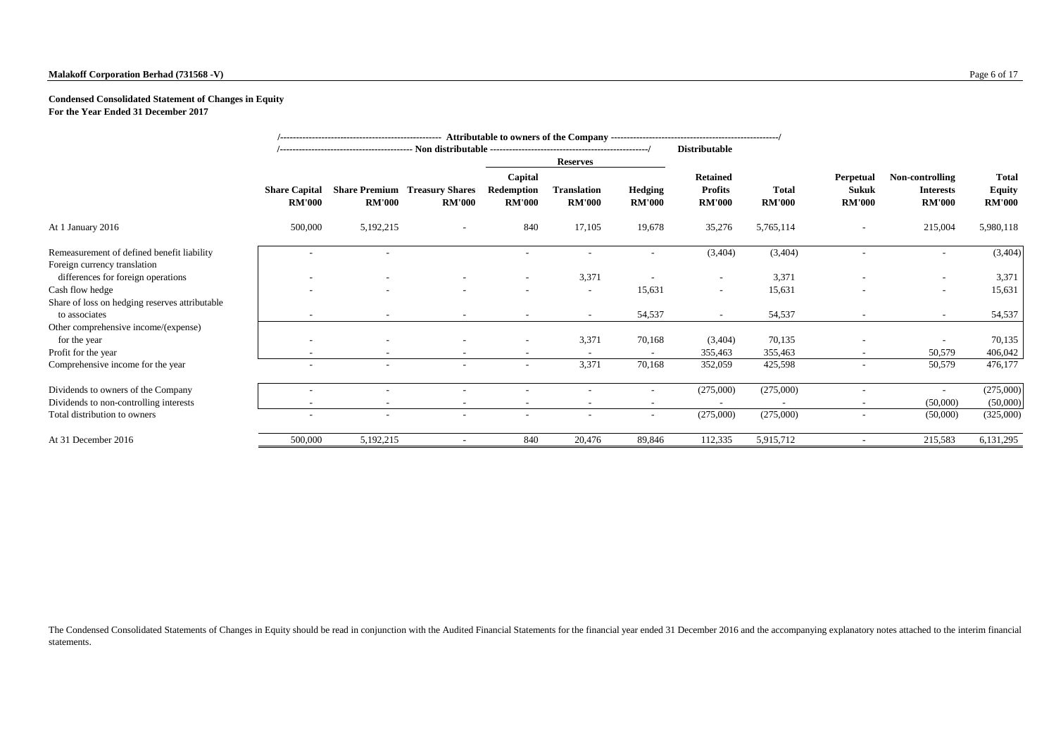**Malakoff Corporation Berhad (731568 -V)**

**Condensed Consolidated Statement of Changes in Equity**
**For the Year Ended 31 December 2017**

| | Attributable to owners of the Company | | | | | | | | | | |
|---|---|---|---|---|---|---|---|---|---|---|---|
| | Non distributable | | | | | | Distributable | | | | |
| | | | | Reserves | | | | | | | |
| | Share Capital RM'000 | Share Premium RM'000 | Treasury Shares RM'000 | Capital Redemption RM'000 | Translation RM'000 | Hedging RM'000 | Retained Profits RM'000 | Total RM'000 | Perpetual Sukuk RM'000 | Non-controlling Interests RM'000 | Total Equity RM'000 |
| At 1 January 2016 | 500,000 | 5,192,215 | - | 840 | 17,105 | 19,678 | 35,276 | 5,765,114 | - | 215,004 | 5,980,118 |
| Remeasurement of defined benefit liability | - | - | | - | - | - | (3,404) | (3,404) | - | - | (3,404) |
| Foreign currency translation differences for foreign operations | - | - | - | - | 3,371 | - | - | 3,371 | - | - | 3,371 |
| Cash flow hedge | - | - | - | - | - | 15,631 | - | 15,631 | - | - | 15,631 |
| Share of loss on hedging reserves attributable to associates | - | - | - | - | - | 54,537 | - | 54,537 | - | - | 54,537 |
| Other comprehensive income/(expense) for the year | - | - | - | - | 3,371 | 70,168 | (3,404) | 70,135 | - | - | 70,135 |
| Profit for the year | - | - | - | - | - | - | 355,463 | 355,463 | - | 50,579 | 406,042 |
| Comprehensive income for the year | - | - | - | - | 3,371 | 70,168 | 352,059 | 425,598 | - | 50,579 | 476,177 |
| Dividends to owners of the Company | - | - | - | - | - | - | (275,000) | (275,000) | - | - | (275,000) |
| Dividends to non-controlling interests | - | - | - | - | - | - | - | - | - | (50,000) | (50,000) |
| Total distribution to owners | - | - | - | - | - | - | (275,000) | (275,000) | - | (50,000) | (325,000) |
| At 31 December 2016 | 500,000 | 5,192,215 | - | 840 | 20,476 | 89,846 | 112,335 | 5,915,712 | - | 215,583 | 6,131,295 |

The Condensed Consolidated Statements of Changes in Equity should be read in conjunction with the Audited Financial Statements for the financial year ended 31 December 2016 and the accompanying explanatory notes attached to the interim financial statements.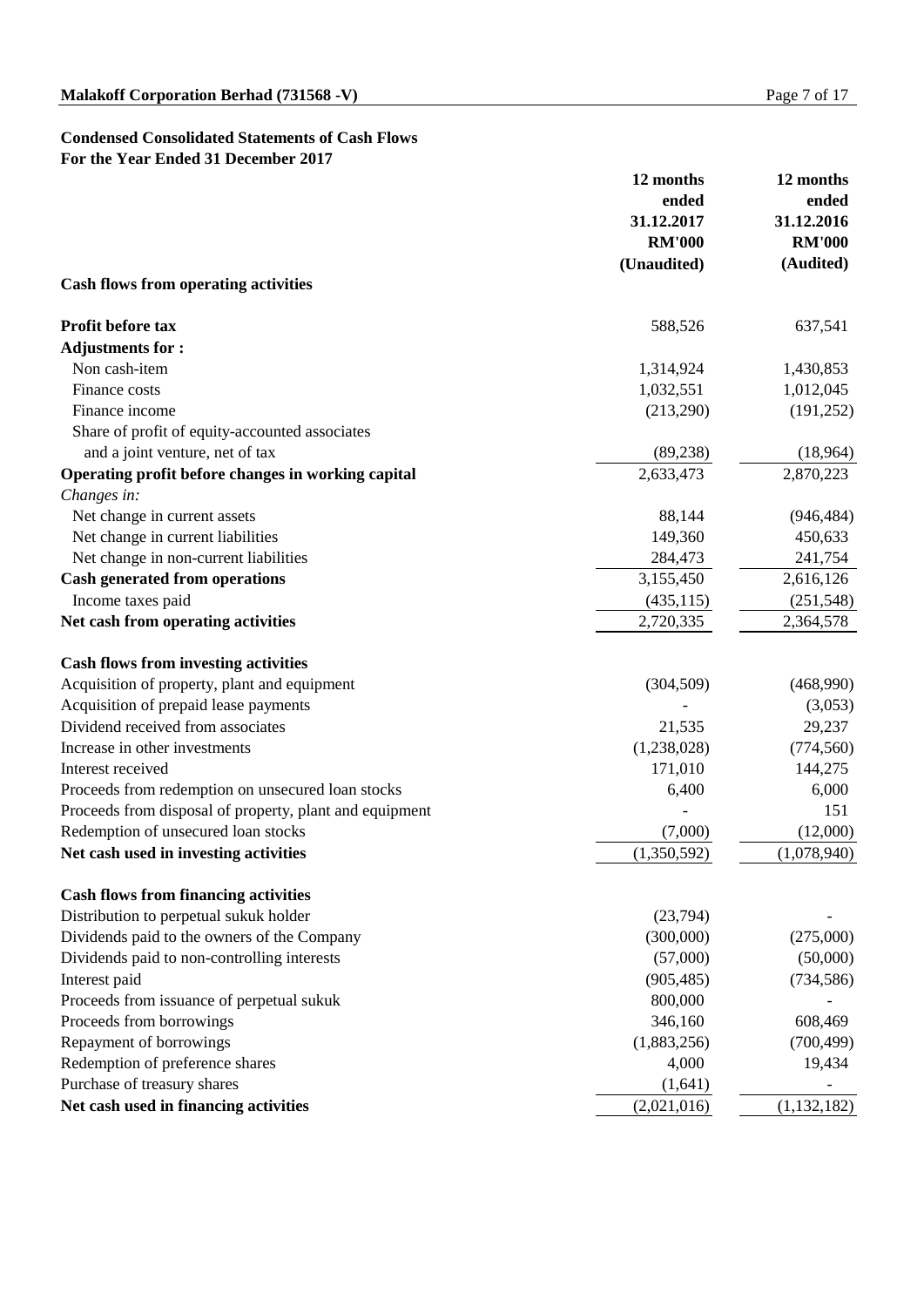**Malakoff Corporation Berhad (731568 -V)**

**Condensed Consolidated Statements of Cash Flows**
**For the Year Ended 31 December 2017**

| | 12 months ended 31.12.2017 RM'000 (Unaudited) | 12 months ended 31.12.2016 RM'000 (Audited) |
|---|---|---|
| **Cash flows from operating activities** | | |
| **Profit before tax** | 588,526 | 637,541 |
| **Adjustments for :** | | |
| Non cash-item | 1,314,924 | 1,430,853 |
| Finance costs | 1,032,551 | 1,012,045 |
| Finance income | (213,290) | (191,252) |
| Share of profit of equity-accounted associates and a joint venture, net of tax | (89,238) | (18,964) |
| **Operating profit before changes in working capital** | 2,633,473 | 2,870,223 |
| *Changes in:* | | |
| Net change in current assets | 88,144 | (946,484) |
| Net change in current liabilities | 149,360 | 450,633 |
| Net change in non-current liabilities | 284,473 | 241,754 |
| **Cash generated from operations** | 3,155,450 | 2,616,126 |
| Income taxes paid | (435,115) | (251,548) |
| **Net cash from operating activities** | 2,720,335 | 2,364,578 |
| **Cash flows from investing activities** | | |
| Acquisition of property, plant and equipment | (304,509) | (468,990) |
| Acquisition of prepaid lease payments | - | (3,053) |
| Dividend received from associates | 21,535 | 29,237 |
| Increase in other investments | (1,238,028) | (774,560) |
| Interest received | 171,010 | 144,275 |
| Proceeds from redemption on unsecured loan stocks | 6,400 | 6,000 |
| Proceeds from disposal of property, plant and equipment | - | 151 |
| Redemption of unsecured loan stocks | (7,000) | (12,000) |
| **Net cash used in investing activities** | (1,350,592) | (1,078,940) |
| **Cash flows from financing activities** | | |
| Distribution to perpetual sukuk holder | (23,794) | - |
| Dividends paid to the owners of the Company | (300,000) | (275,000) |
| Dividends paid to non-controlling interests | (57,000) | (50,000) |
| Interest paid | (905,485) | (734,586) |
| Proceeds from issuance of perpetual sukuk | 800,000 | - |
| Proceeds from borrowings | 346,160 | 608,469 |
| Repayment of borrowings | (1,883,256) | (700,499) |
| Redemption of preference shares | 4,000 | 19,434 |
| Purchase of treasury shares | (1,641) | - |
| **Net cash used in financing activities** | (2,021,016) | (1,132,182) |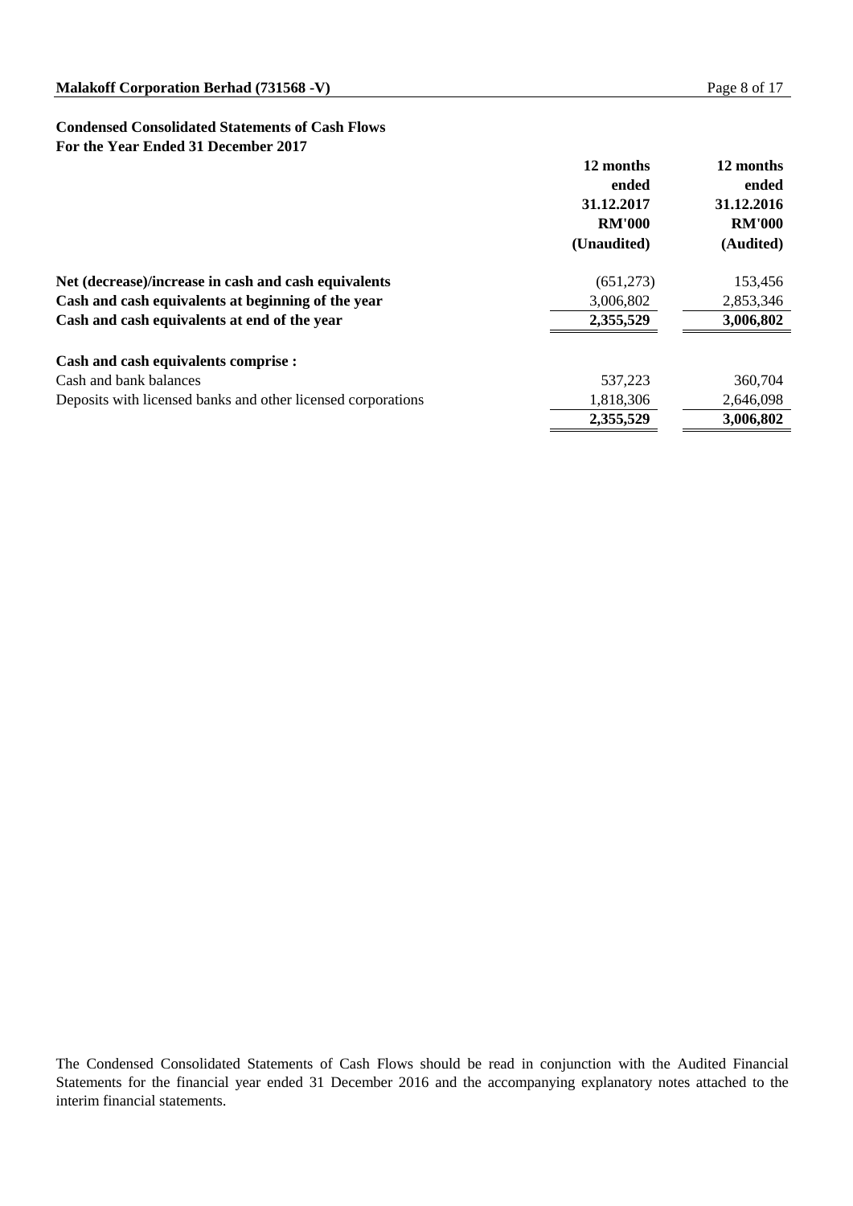**Condensed Consolidated Statements of Cash Flows**
**For the Year Ended 31 December 2017**

| | 12 months ended 31.12.2017 RM'000 (Unaudited) | 12 months ended 31.12.2016 RM'000 (Audited) |
|---|---|---|
| **Net (decrease)/increase in cash and cash equivalents** | (651,273) | 153,456 |
| **Cash and cash equivalents at beginning of the year** | 3,006,802 | 2,853,346 |
| **Cash and cash equivalents at end of the year** | **2,355,529** | **3,006,802** |
| | | |
| **Cash and cash equivalents comprise :** | | |
| Cash and bank balances | 537,223 | 360,704 |
| Deposits with licensed banks and other licensed corporations | 1,818,306 | 2,646,098 |
| | **2,355,529** | **3,006,802** |

The Condensed Consolidated Statements of Cash Flows should be read in conjunction with the Audited Financial Statements for the financial year ended 31 December 2016 and the accompanying explanatory notes attached to the interim financial statements.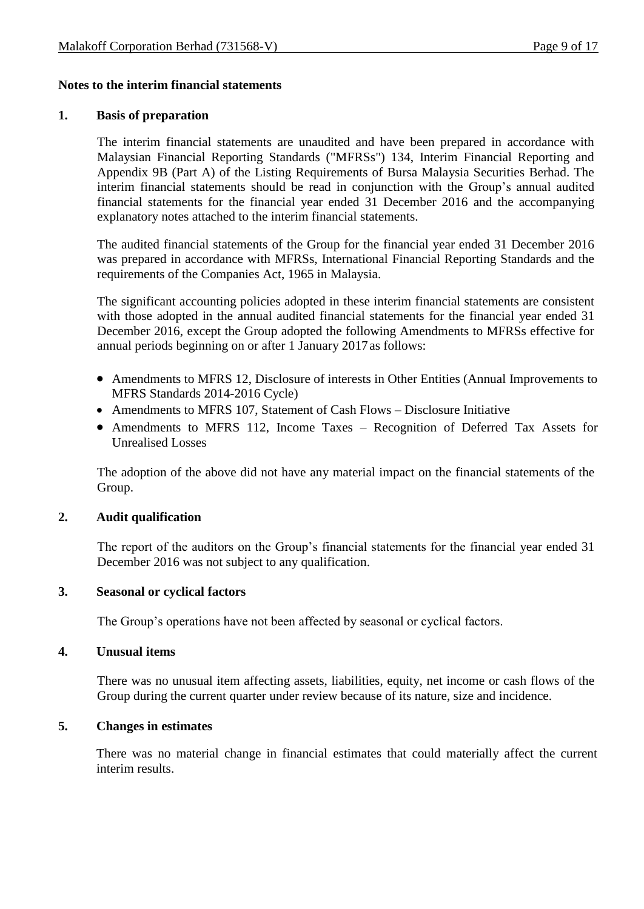**Notes to the interim financial statements**

**1. Basis of preparation**

The interim financial statements are unaudited and have been prepared in accordance with Malaysian Financial Reporting Standards ("MFRSs") 134, Interim Financial Reporting and Appendix 9B (Part A) of the Listing Requirements of Bursa Malaysia Securities Berhad. The interim financial statements should be read in conjunction with the Group's annual audited financial statements for the financial year ended 31 December 2016 and the accompanying explanatory notes attached to the interim financial statements.

The audited financial statements of the Group for the financial year ended 31 December 2016 was prepared in accordance with MFRSs, International Financial Reporting Standards and the requirements of the Companies Act, 1965 in Malaysia.

The significant accounting policies adopted in these interim financial statements are consistent with those adopted in the annual audited financial statements for the financial year ended 31 December 2016, except the Group adopted the following Amendments to MFRSs effective for annual periods beginning on or after 1 January 2017 as follows:

- Amendments to MFRS 12, Disclosure of interests in Other Entities (Annual Improvements to MFRS Standards 2014-2016 Cycle)
- Amendments to MFRS 107, Statement of Cash Flows – Disclosure Initiative
- Amendments to MFRS 112, Income Taxes – Recognition of Deferred Tax Assets for Unrealised Losses

The adoption of the above did not have any material impact on the financial statements of the Group.

**2. Audit qualification**

The report of the auditors on the Group's financial statements for the financial year ended 31 December 2016 was not subject to any qualification.

**3. Seasonal or cyclical factors**

The Group's operations have not been affected by seasonal or cyclical factors.

**4. Unusual items**

There was no unusual item affecting assets, liabilities, equity, net income or cash flows of the Group during the current quarter under review because of its nature, size and incidence.

**5. Changes in estimates**

There was no material change in financial estimates that could materially affect the current interim results.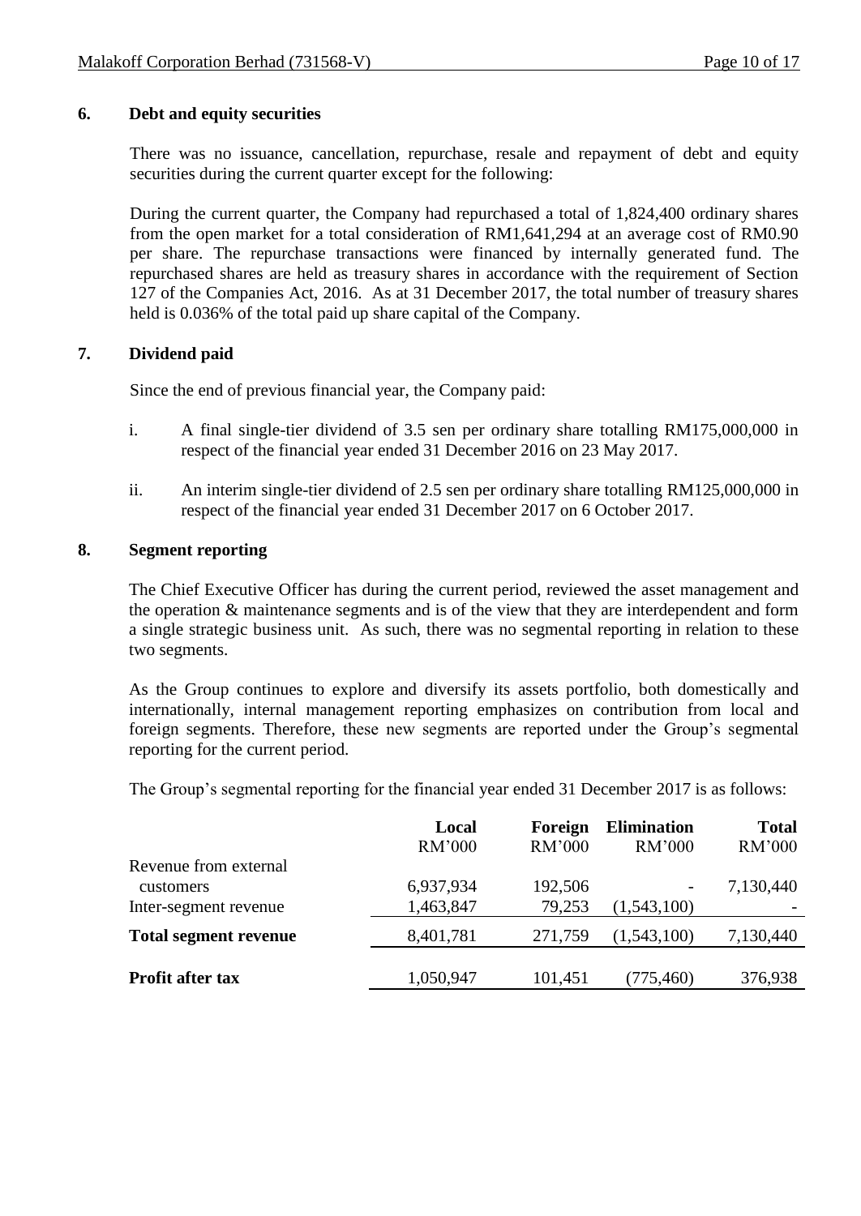## 6. Debt and equity securities

There was no issuance, cancellation, repurchase, resale and repayment of debt and equity securities during the current quarter except for the following:

During the current quarter, the Company had repurchased a total of 1,824,400 ordinary shares from the open market for a total consideration of RM1,641,294 at an average cost of RM0.90 per share. The repurchase transactions were financed by internally generated fund. The repurchased shares are held as treasury shares in accordance with the requirement of Section 127 of the Companies Act, 2016. As at 31 December 2017, the total number of treasury shares held is 0.036% of the total paid up share capital of the Company.

## 7. Dividend paid

Since the end of previous financial year, the Company paid:

i. A final single-tier dividend of 3.5 sen per ordinary share totalling RM175,000,000 in respect of the financial year ended 31 December 2016 on 23 May 2017.

ii. An interim single-tier dividend of 2.5 sen per ordinary share totalling RM125,000,000 in respect of the financial year ended 31 December 2017 on 6 October 2017.

## 8. Segment reporting

The Chief Executive Officer has during the current period, reviewed the asset management and the operation & maintenance segments and is of the view that they are interdependent and form a single strategic business unit. As such, there was no segmental reporting in relation to these two segments.

As the Group continues to explore and diversify its assets portfolio, both domestically and internationally, internal management reporting emphasizes on contribution from local and foreign segments. Therefore, these new segments are reported under the Group's segmental reporting for the current period.

The Group's segmental reporting for the financial year ended 31 December 2017 is as follows:

| | **Local** | **Foreign** | **Elimination** | **Total** |
|---|---|---|---|---|
| | RM'000 | RM'000 | RM'000 | RM'000 |
| Revenue from external customers | 6,937,934 | 192,506 | - | 7,130,440 |
| Inter-segment revenue | 1,463,847 | 79,253 | (1,543,100) | - |
| **Total segment revenue** | 8,401,781 | 271,759 | (1,543,100) | 7,130,440 |
| **Profit after tax** | 1,050,947 | 101,451 | (775,460) | 376,938 |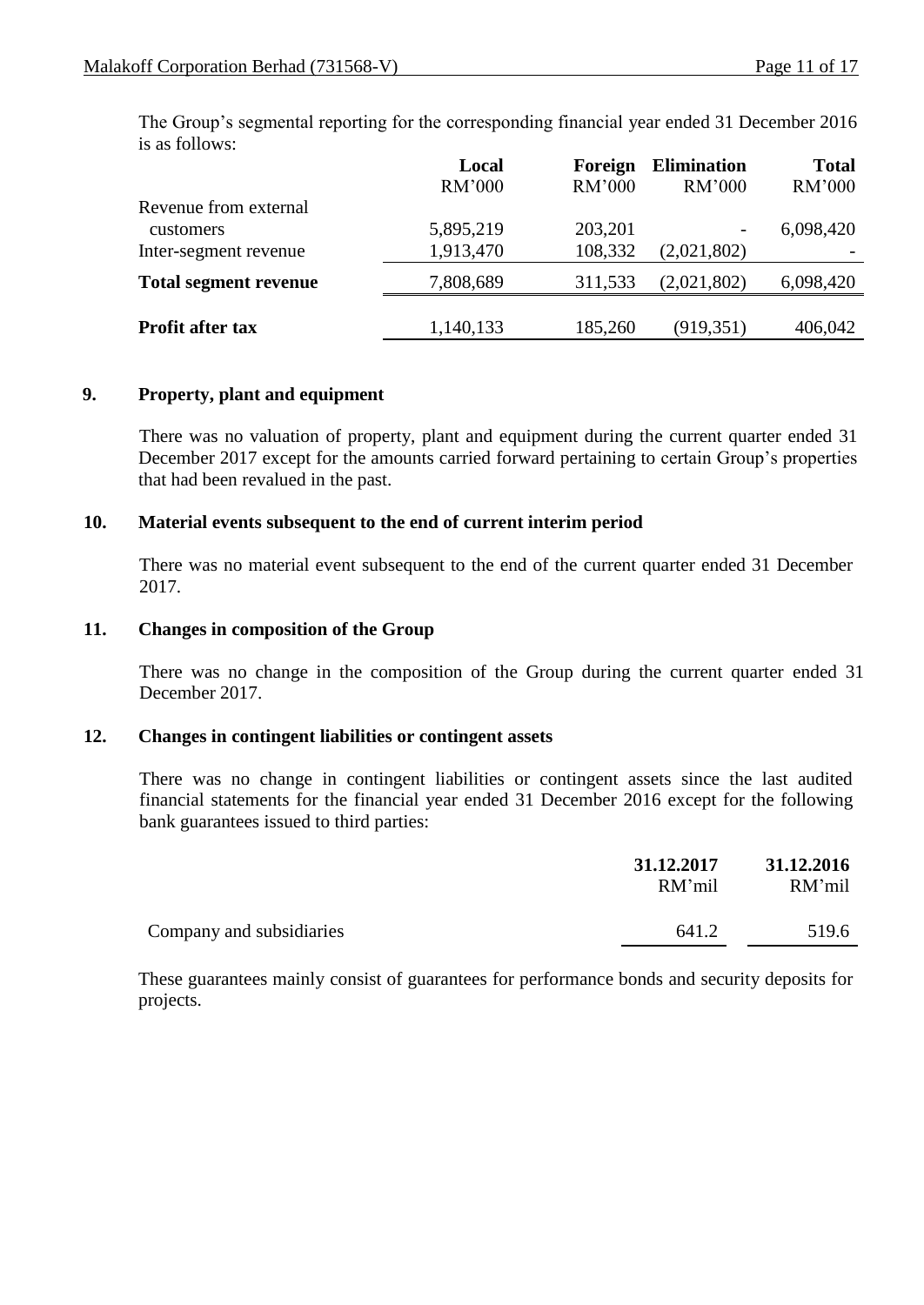The Group's segmental reporting for the corresponding financial year ended 31 December 2016 is as follows:

| | Local | Foreign | Elimination | Total |
|---|---|---|---|---|
| | RM'000 | RM'000 | RM'000 | RM'000 |
| Revenue from external customers | 5,895,219 | 203,201 | - | 6,098,420 |
| Inter-segment revenue | 1,913,470 | 108,332 | (2,021,802) | - |
| **Total segment revenue** | 7,808,689 | 311,533 | (2,021,802) | 6,098,420 |
| **Profit after tax** | 1,140,133 | 185,260 | (919,351) | 406,042 |

## 9. Property, plant and equipment

There was no valuation of property, plant and equipment during the current quarter ended 31 December 2017 except for the amounts carried forward pertaining to certain Group's properties that had been revalued in the past.

## 10. Material events subsequent to the end of current interim period

There was no material event subsequent to the end of the current quarter ended 31 December 2017.

## 11. Changes in composition of the Group

There was no change in the composition of the Group during the current quarter ended 31 December 2017.

## 12. Changes in contingent liabilities or contingent assets

There was no change in contingent liabilities or contingent assets since the last audited financial statements for the financial year ended 31 December 2016 except for the following bank guarantees issued to third parties:

| | 31.12.2017 | 31.12.2016 |
|---|---|---|
| | RM'mil | RM'mil |
| Company and subsidiaries | 641.2 | 519.6 |

These guarantees mainly consist of guarantees for performance bonds and security deposits for projects.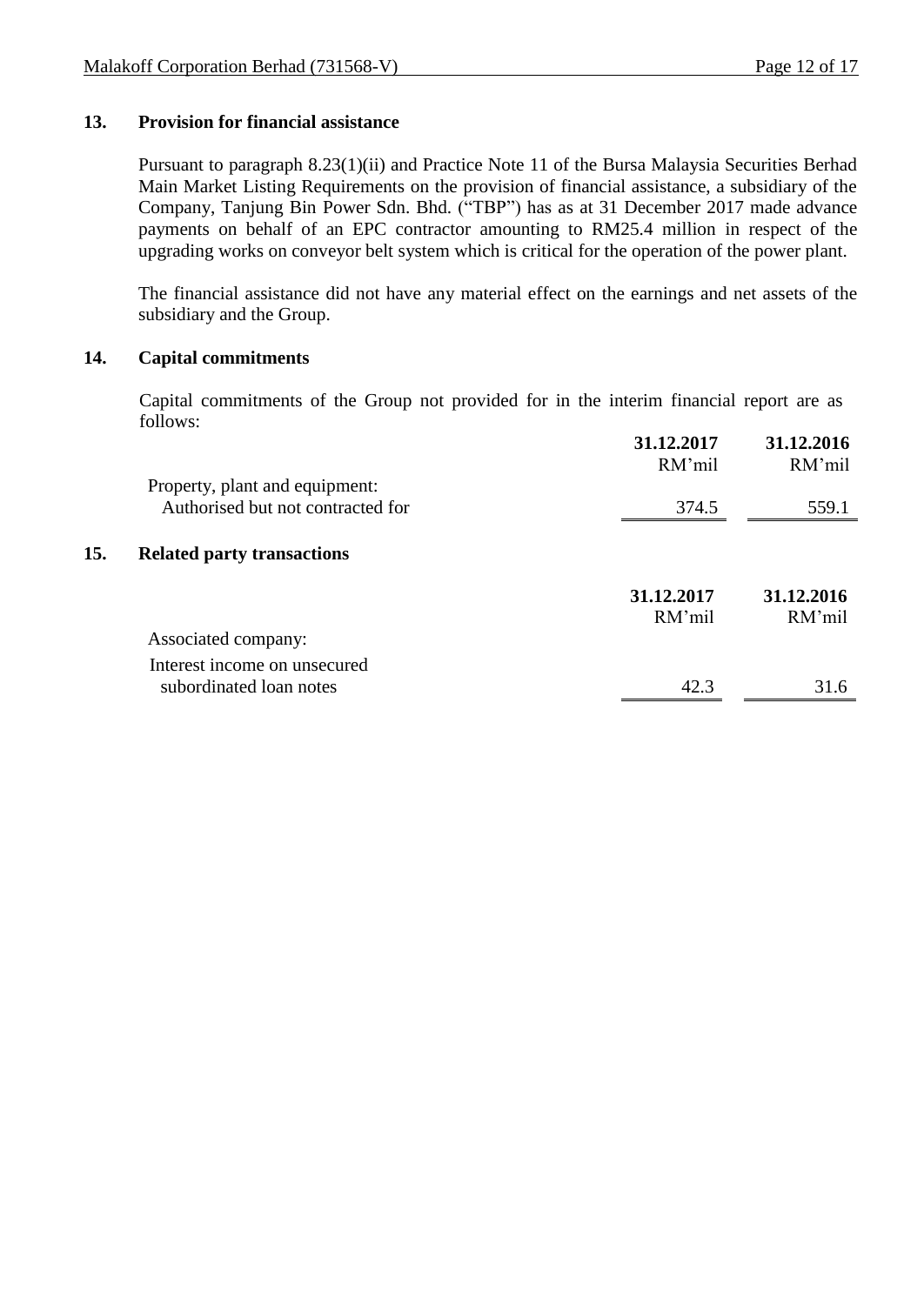## 13. Provision for financial assistance

Pursuant to paragraph 8.23(1)(ii) and Practice Note 11 of the Bursa Malaysia Securities Berhad Main Market Listing Requirements on the provision of financial assistance, a subsidiary of the Company, Tanjung Bin Power Sdn. Bhd. ("TBP") has as at 31 December 2017 made advance payments on behalf of an EPC contractor amounting to RM25.4 million in respect of the upgrading works on conveyor belt system which is critical for the operation of the power plant.

The financial assistance did not have any material effect on the earnings and net assets of the subsidiary and the Group.

## 14. Capital commitments

Capital commitments of the Group not provided for in the interim financial report are as follows:

| | **31.12.2017** | **31.12.2016** |
|---|---|---|
| | RM'mil | RM'mil |
| Property, plant and equipment: | | |
| Authorised but not contracted for | 374.5 | 559.1 |

## 15. Related party transactions

| | **31.12.2017** | **31.12.2016** |
|---|---|---|
| | RM'mil | RM'mil |
| Associated company: | | |
| Interest income on unsecured subordinated loan notes | 42.3 | 31.6 |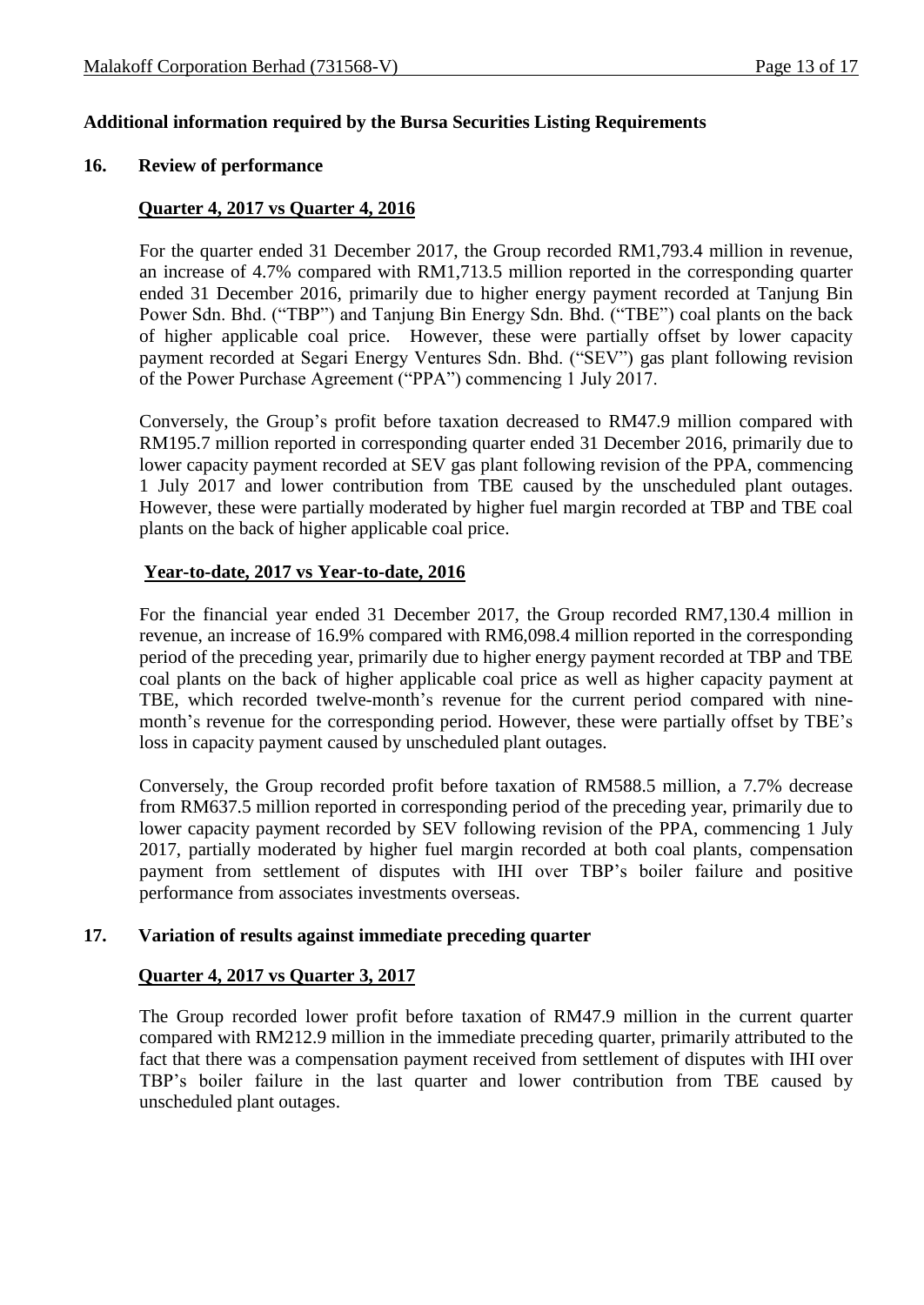**Additional information required by the Bursa Securities Listing Requirements**

## 16. Review of performance

### Quarter 4, 2017 vs Quarter 4, 2016

For the quarter ended 31 December 2017, the Group recorded RM1,793.4 million in revenue, an increase of 4.7% compared with RM1,713.5 million reported in the corresponding quarter ended 31 December 2016, primarily due to higher energy payment recorded at Tanjung Bin Power Sdn. Bhd. ("TBP") and Tanjung Bin Energy Sdn. Bhd. ("TBE") coal plants on the back of higher applicable coal price. However, these were partially offset by lower capacity payment recorded at Segari Energy Ventures Sdn. Bhd. ("SEV") gas plant following revision of the Power Purchase Agreement ("PPA") commencing 1 July 2017.

Conversely, the Group's profit before taxation decreased to RM47.9 million compared with RM195.7 million reported in corresponding quarter ended 31 December 2016, primarily due to lower capacity payment recorded at SEV gas plant following revision of the PPA, commencing 1 July 2017 and lower contribution from TBE caused by the unscheduled plant outages. However, these were partially moderated by higher fuel margin recorded at TBP and TBE coal plants on the back of higher applicable coal price.

### Year-to-date, 2017 vs Year-to-date, 2016

For the financial year ended 31 December 2017, the Group recorded RM7,130.4 million in revenue, an increase of 16.9% compared with RM6,098.4 million reported in the corresponding period of the preceding year, primarily due to higher energy payment recorded at TBP and TBE coal plants on the back of higher applicable coal price as well as higher capacity payment at TBE, which recorded twelve-month's revenue for the current period compared with nine-month's revenue for the corresponding period. However, these were partially offset by TBE's loss in capacity payment caused by unscheduled plant outages.

Conversely, the Group recorded profit before taxation of RM588.5 million, a 7.7% decrease from RM637.5 million reported in corresponding period of the preceding year, primarily due to lower capacity payment recorded by SEV following revision of the PPA, commencing 1 July 2017, partially moderated by higher fuel margin recorded at both coal plants, compensation payment from settlement of disputes with IHI over TBP's boiler failure and positive performance from associates investments overseas.

## 17. Variation of results against immediate preceding quarter

### Quarter 4, 2017 vs Quarter 3, 2017

The Group recorded lower profit before taxation of RM47.9 million in the current quarter compared with RM212.9 million in the immediate preceding quarter, primarily attributed to the fact that there was a compensation payment received from settlement of disputes with IHI over TBP's boiler failure in the last quarter and lower contribution from TBE caused by unscheduled plant outages.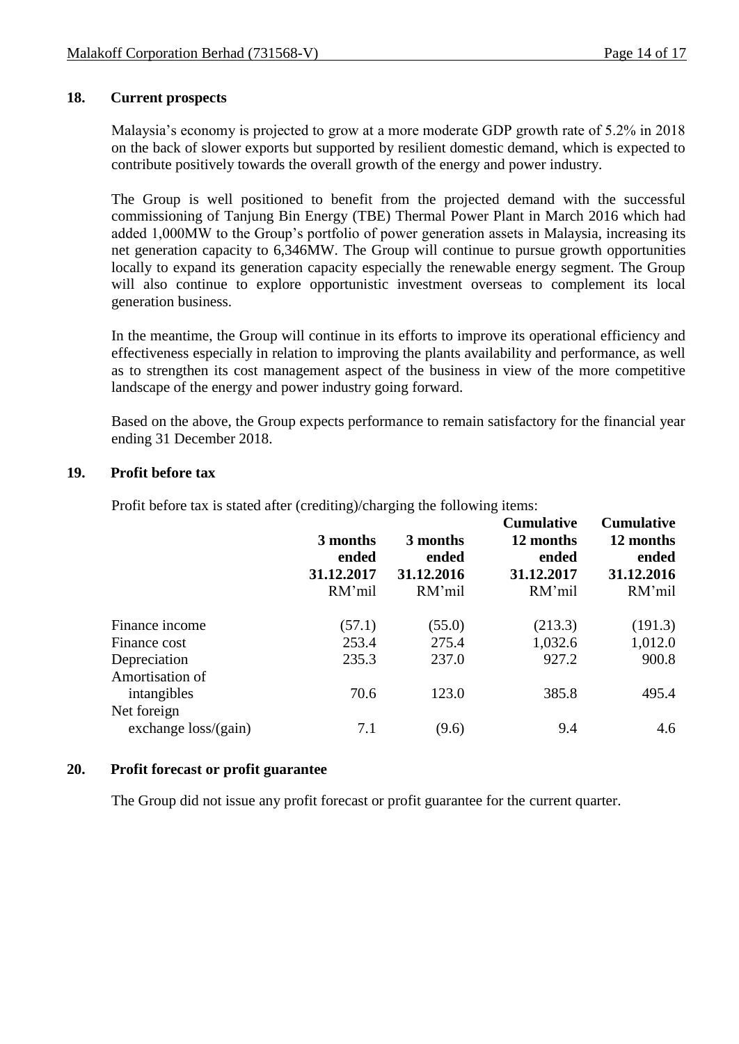## 18. Current prospects

Malaysia's economy is projected to grow at a more moderate GDP growth rate of 5.2% in 2018 on the back of slower exports but supported by resilient domestic demand, which is expected to contribute positively towards the overall growth of the energy and power industry.

The Group is well positioned to benefit from the projected demand with the successful commissioning of Tanjung Bin Energy (TBE) Thermal Power Plant in March 2016 which had added 1,000MW to the Group's portfolio of power generation assets in Malaysia, increasing its net generation capacity to 6,346MW. The Group will continue to pursue growth opportunities locally to expand its generation capacity especially the renewable energy segment. The Group will also continue to explore opportunistic investment overseas to complement its local generation business.

In the meantime, the Group will continue in its efforts to improve its operational efficiency and effectiveness especially in relation to improving the plants availability and performance, as well as to strengthen its cost management aspect of the business in view of the more competitive landscape of the energy and power industry going forward.

Based on the above, the Group expects performance to remain satisfactory for the financial year ending 31 December 2018.

## 19. Profit before tax

Profit before tax is stated after (crediting)/charging the following items:

| | 3 months ended 31.12.2017 RM'mil | 3 months ended 31.12.2016 RM'mil | Cumulative 12 months ended 31.12.2017 RM'mil | Cumulative 12 months ended 31.12.2016 RM'mil |
|---|---|---|---|---|
| Finance income | (57.1) | (55.0) | (213.3) | (191.3) |
| Finance cost | 253.4 | 275.4 | 1,032.6 | 1,012.0 |
| Depreciation | 235.3 | 237.0 | 927.2 | 900.8 |
| Amortisation of intangibles | 70.6 | 123.0 | 385.8 | 495.4 |
| Net foreign exchange loss/(gain) | 7.1 | (9.6) | 9.4 | 4.6 |

## 20. Profit forecast or profit guarantee

The Group did not issue any profit forecast or profit guarantee for the current quarter.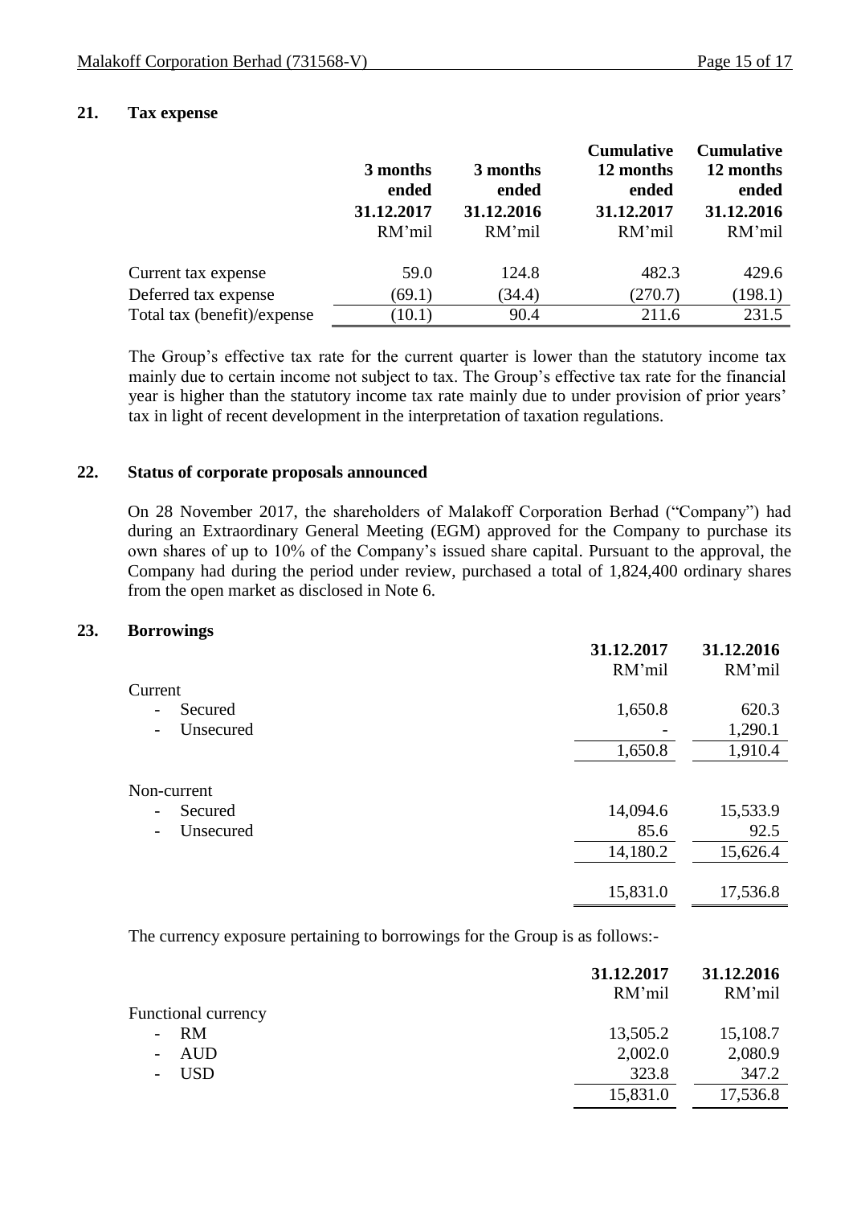## 21. Tax expense

| | 3 months ended 31.12.2017 RM'mil | 3 months ended 31.12.2016 RM'mil | Cumulative 12 months ended 31.12.2017 RM'mil | Cumulative 12 months ended 31.12.2016 RM'mil |
|---|---|---|---|---|
| Current tax expense | 59.0 | 124.8 | 482.3 | 429.6 |
| Deferred tax expense | (69.1) | (34.4) | (270.7) | (198.1) |
| Total tax (benefit)/expense | (10.1) | 90.4 | 211.6 | 231.5 |

The Group's effective tax rate for the current quarter is lower than the statutory income tax mainly due to certain income not subject to tax. The Group's effective tax rate for the financial year is higher than the statutory income tax rate mainly due to under provision of prior years' tax in light of recent development in the interpretation of taxation regulations.

## 22. Status of corporate proposals announced

On 28 November 2017, the shareholders of Malakoff Corporation Berhad ("Company") had during an Extraordinary General Meeting (EGM) approved for the Company to purchase its own shares of up to 10% of the Company's issued share capital. Pursuant to the approval, the Company had during the period under review, purchased a total of 1,824,400 ordinary shares from the open market as disclosed in Note 6.

## 23. Borrowings

| | 31.12.2017 RM'mil | 31.12.2016 RM'mil |
|---|---|---|
| Current | | |
| - Secured | 1,650.8 | 620.3 |
| - Unsecured | - | 1,290.1 |
| | 1,650.8 | 1,910.4 |
| Non-current | | |
| - Secured | 14,094.6 | 15,533.9 |
| - Unsecured | 85.6 | 92.5 |
| | 14,180.2 | 15,626.4 |
| | 15,831.0 | 17,536.8 |

The currency exposure pertaining to borrowings for the Group is as follows:-

| | 31.12.2017 RM'mil | 31.12.2016 RM'mil |
|---|---|---|
| Functional currency | | |
| - RM | 13,505.2 | 15,108.7 |
| - AUD | 2,002.0 | 2,080.9 |
| - USD | 323.8 | 347.2 |
| | 15,831.0 | 17,536.8 |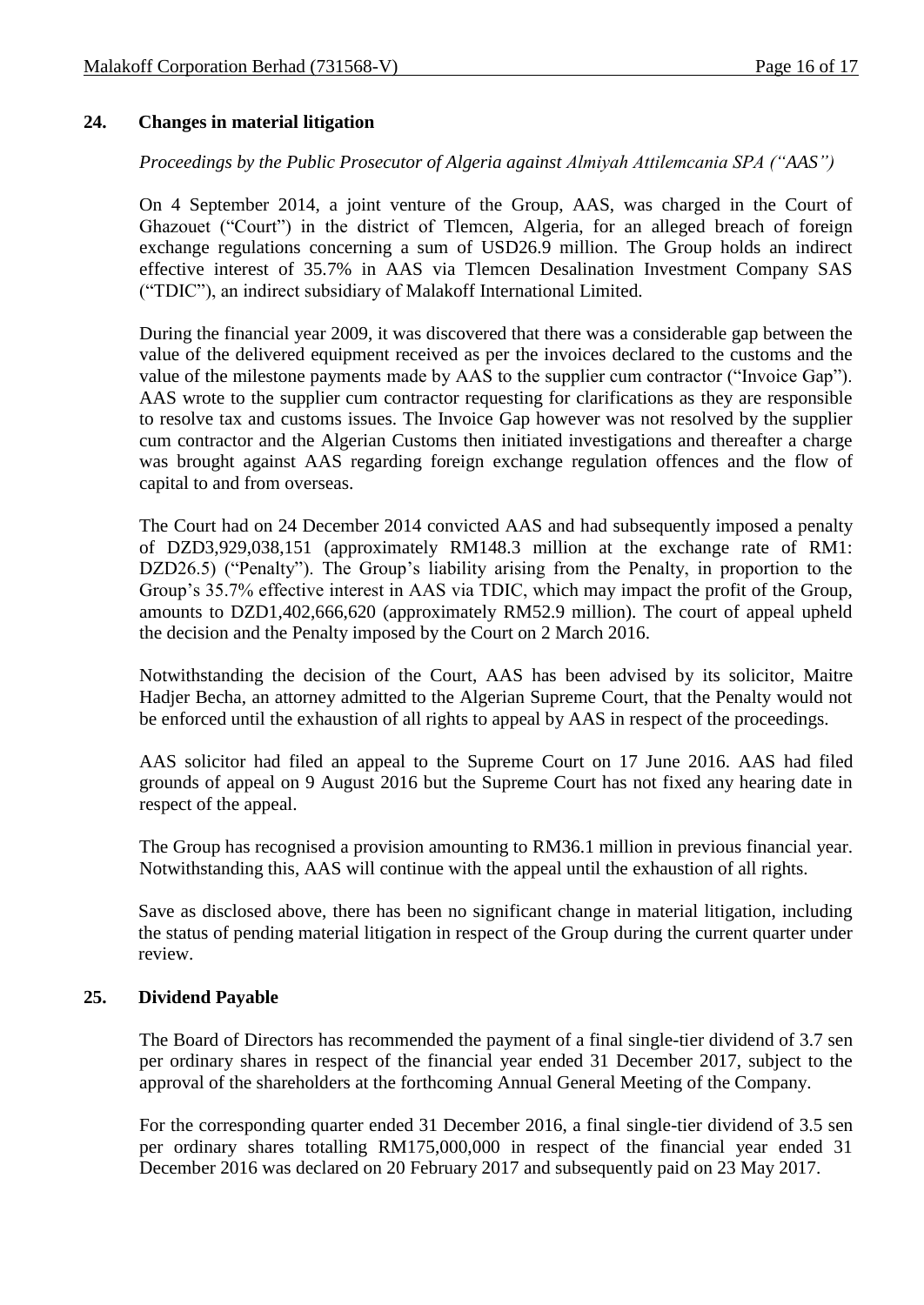## 24. Changes in material litigation

*Proceedings by the Public Prosecutor of Algeria against Almiyah Attilemcania SPA ("AAS")*

On 4 September 2014, a joint venture of the Group, AAS, was charged in the Court of Ghazouet ("Court") in the district of Tlemcen, Algeria, for an alleged breach of foreign exchange regulations concerning a sum of USD26.9 million. The Group holds an indirect effective interest of 35.7% in AAS via Tlemcen Desalination Investment Company SAS ("TDIC"), an indirect subsidiary of Malakoff International Limited.

During the financial year 2009, it was discovered that there was a considerable gap between the value of the delivered equipment received as per the invoices declared to the customs and the value of the milestone payments made by AAS to the supplier cum contractor ("Invoice Gap"). AAS wrote to the supplier cum contractor requesting for clarifications as they are responsible to resolve tax and customs issues. The Invoice Gap however was not resolved by the supplier cum contractor and the Algerian Customs then initiated investigations and thereafter a charge was brought against AAS regarding foreign exchange regulation offences and the flow of capital to and from overseas.

The Court had on 24 December 2014 convicted AAS and had subsequently imposed a penalty of DZD3,929,038,151 (approximately RM148.3 million at the exchange rate of RM1: DZD26.5) ("Penalty"). The Group's liability arising from the Penalty, in proportion to the Group's 35.7% effective interest in AAS via TDIC, which may impact the profit of the Group, amounts to DZD1,402,666,620 (approximately RM52.9 million). The court of appeal upheld the decision and the Penalty imposed by the Court on 2 March 2016.

Notwithstanding the decision of the Court, AAS has been advised by its solicitor, Maitre Hadjer Becha, an attorney admitted to the Algerian Supreme Court, that the Penalty would not be enforced until the exhaustion of all rights to appeal by AAS in respect of the proceedings.

AAS solicitor had filed an appeal to the Supreme Court on 17 June 2016. AAS had filed grounds of appeal on 9 August 2016 but the Supreme Court has not fixed any hearing date in respect of the appeal.

The Group has recognised a provision amounting to RM36.1 million in previous financial year. Notwithstanding this, AAS will continue with the appeal until the exhaustion of all rights.

Save as disclosed above, there has been no significant change in material litigation, including the status of pending material litigation in respect of the Group during the current quarter under review.

## 25. Dividend Payable

The Board of Directors has recommended the payment of a final single-tier dividend of 3.7 sen per ordinary shares in respect of the financial year ended 31 December 2017, subject to the approval of the shareholders at the forthcoming Annual General Meeting of the Company.

For the corresponding quarter ended 31 December 2016, a final single-tier dividend of 3.5 sen per ordinary shares totalling RM175,000,000 in respect of the financial year ended 31 December 2016 was declared on 20 February 2017 and subsequently paid on 23 May 2017.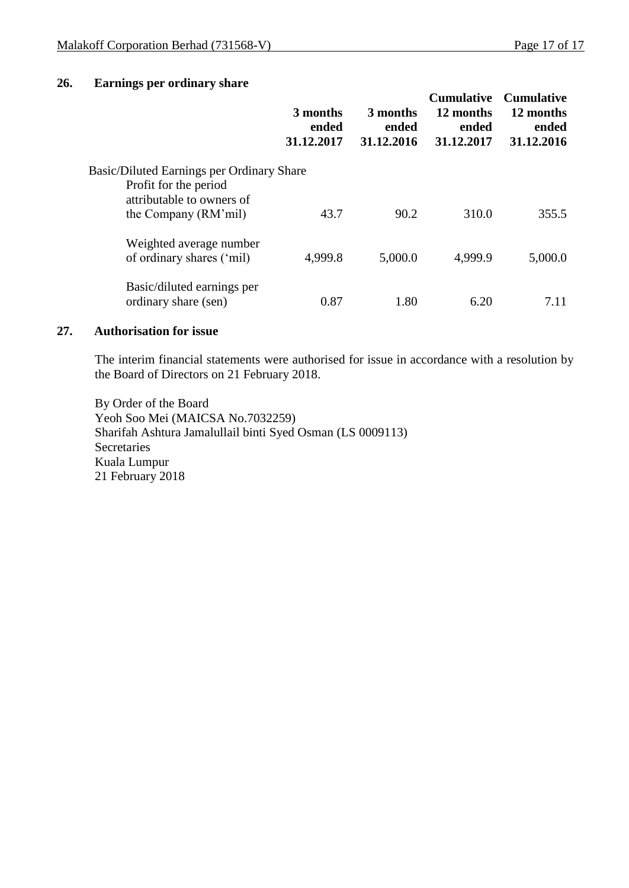## 26. Earnings per ordinary share

| | 3 months ended 31.12.2017 | 3 months ended 31.12.2016 | Cumulative 12 months ended 31.12.2017 | Cumulative 12 months ended 31.12.2016 |
|---|---|---|---|---|
| Basic/Diluted Earnings per Ordinary Share | | | | |
| Profit for the period attributable to owners of the Company (RM'mil) | 43.7 | 90.2 | 310.0 | 355.5 |
| Weighted average number of ordinary shares ('mil) | 4,999.8 | 5,000.0 | 4,999.9 | 5,000.0 |
| Basic/diluted earnings per ordinary share (sen) | 0.87 | 1.80 | 6.20 | 7.11 |

## 27. Authorisation for issue

The interim financial statements were authorised for issue in accordance with a resolution by the Board of Directors on 21 February 2018.

By Order of the Board
Yeoh Soo Mei (MAICSA No.7032259)
Sharifah Ashtura Jamalullail binti Syed Osman (LS 0009113)
Secretaries
Kuala Lumpur
21 February 2018